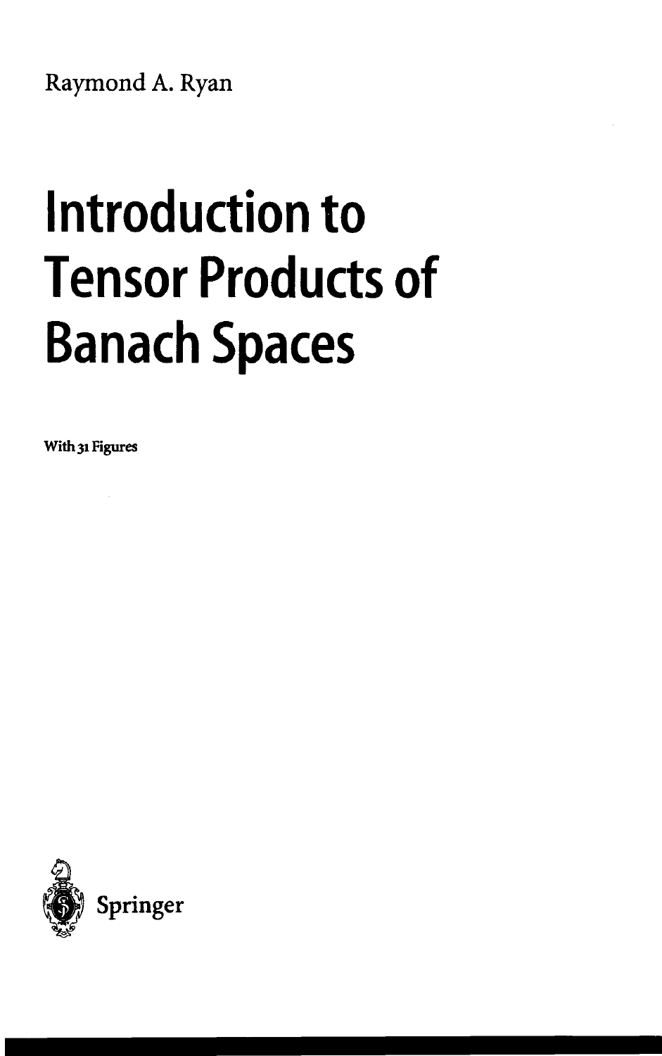Raymond A. Ryan

# Introduction to Tensor Products of Banach Spaces

With 31 Figures

Springer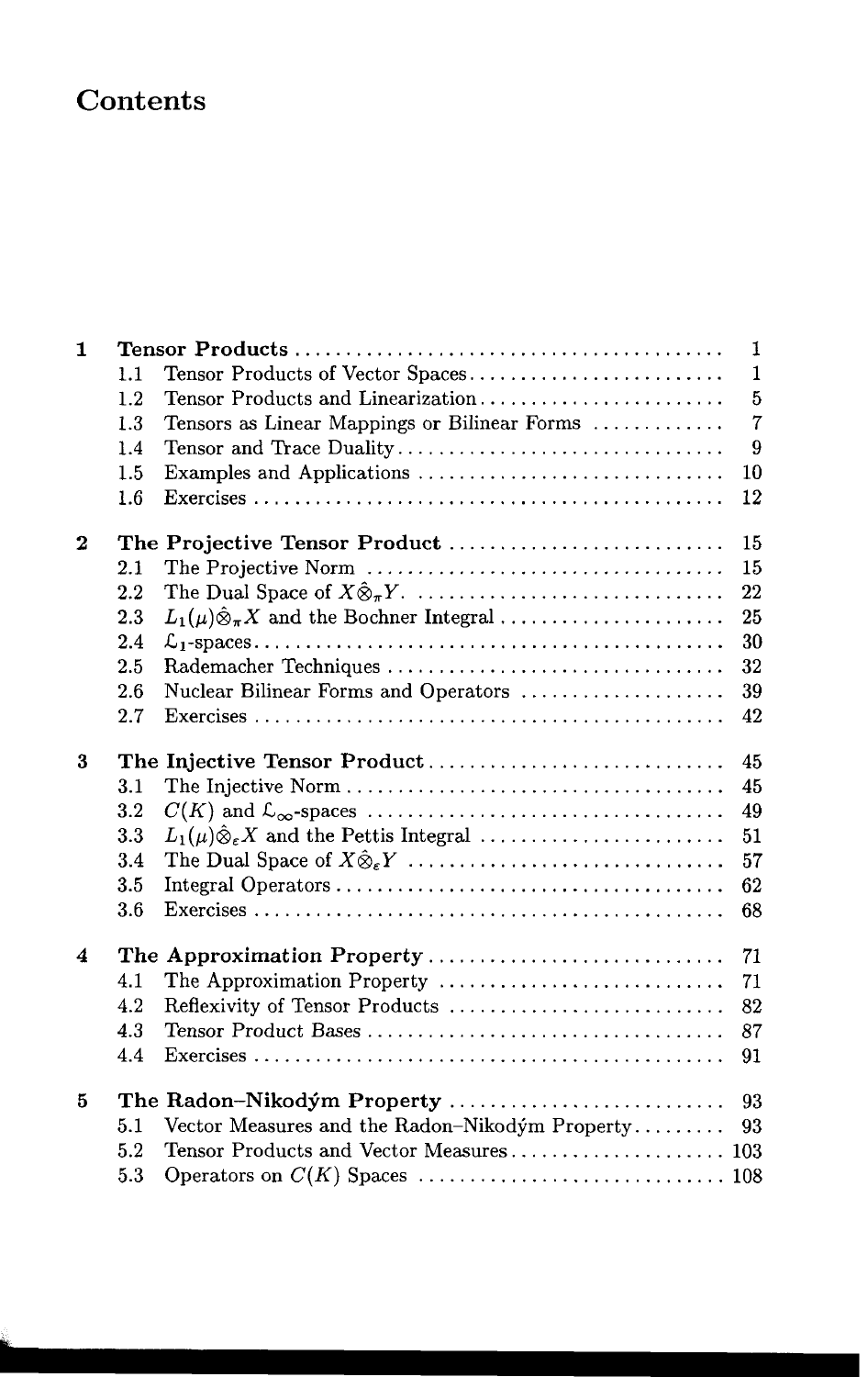# Contents

| | | | |
|---|---|---|---|
| **1** | | **Tensor Products** | 1 |
| | 1.1 | Tensor Products of Vector Spaces | 1 |
| | 1.2 | Tensor Products and Linearization | 5 |
| | 1.3 | Tensors as Linear Mappings or Bilinear Forms | 7 |
| | 1.4 | Tensor and Trace Duality | 9 |
| | 1.5 | Examples and Applications | 10 |
| | 1.6 | Exercises | 12 |
| **2** | | **The Projective Tensor Product** | 15 |
| | 2.1 | The Projective Norm | 15 |
| | 2.2 | The Dual Space of $X\hat{\otimes}_\pi Y$. | 22 |
| | 2.3 | $L_1(\mu)\hat{\otimes}_\pi X$ and the Bochner Integral | 25 |
| | 2.4 | $\mathcal{L}_1$-spaces | 30 |
| | 2.5 | Rademacher Techniques | 32 |
| | 2.6 | Nuclear Bilinear Forms and Operators | 39 |
| | 2.7 | Exercises | 42 |
| **3** | | **The Injective Tensor Product** | 45 |
| | 3.1 | The Injective Norm | 45 |
| | 3.2 | $C(K)$ and $\mathcal{L}_\infty$-spaces | 49 |
| | 3.3 | $L_1(\mu)\hat{\otimes}_\varepsilon X$ and the Pettis Integral | 51 |
| | 3.4 | The Dual Space of $X\hat{\otimes}_\varepsilon Y$ | 57 |
| | 3.5 | Integral Operators | 62 |
| | 3.6 | Exercises | 68 |
| **4** | | **The Approximation Property** | 71 |
| | 4.1 | The Approximation Property | 71 |
| | 4.2 | Reflexivity of Tensor Products | 82 |
| | 4.3 | Tensor Product Bases | 87 |
| | 4.4 | Exercises | 91 |
| **5** | | **The Radon–Nikodým Property** | 93 |
| | 5.1 | Vector Measures and the Radon–Nikodým Property | 93 |
| | 5.2 | Tensor Products and Vector Measures | 103 |
| | 5.3 | Operators on $C(K)$ Spaces | 108 |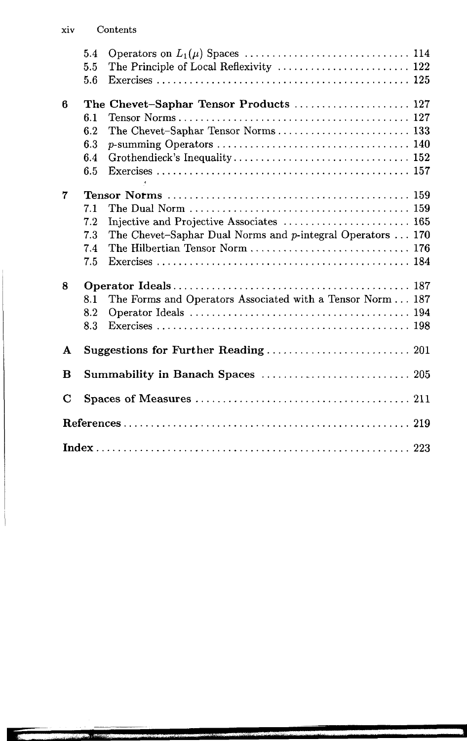5.4 Operators on $L_1(\mu)$ Spaces ..... 114
5.5 The Principle of Local Reflexivity ..... 122
5.6 Exercises ..... 125

**6 The Chevet–Saphar Tensor Products ..... 127**

6.1 Tensor Norms ..... 127
6.2 The Chevet–Saphar Tensor Norms ..... 133
6.3 $p$-summing Operators ..... 140
6.4 Grothendieck's Inequality ..... 152
6.5 Exercises ..... 157

**7 Tensor Norms ..... 159**

7.1 The Dual Norm ..... 159
7.2 Injective and Projective Associates ..... 165
7.3 The Chevet–Saphar Dual Norms and $p$-integral Operators ..... 170
7.4 The Hilbertian Tensor Norm ..... 176
7.5 Exercises ..... 184

**8 Operator Ideals ..... 187**

8.1 The Forms and Operators Associated with a Tensor Norm ..... 187
8.2 Operator Ideals ..... 194
8.3 Exercises ..... 198

**A Suggestions for Further Reading ..... 201**

**B Summability in Banach Spaces ..... 205**

**C Spaces of Measures ..... 211**

**References ..... 219**

**Index ..... 223**